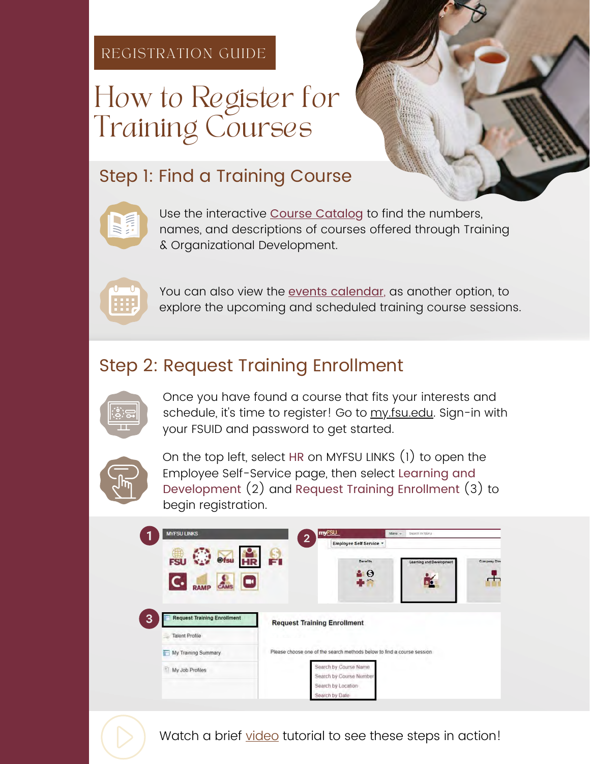REGISTRATION GUIDE

# How to Register for Training Courses

## Step 1: Find a Training Course

Use the interactive Course Catalog to find the numbers, names, and descriptions of courses offered through Training & Organizational Development.

You can also view the events calendar, as another option, to explore the upcoming and scheduled training course sessions.

## Step 2: Request Training Enrollment

Once you have found a course that fits your interests and schedule, it's time to register! Go to my.fsu.edu. Sign-in with your FSUID and password to get started.

On the top left, select HR on MYFSU LINKS (1) to open the Employee Self-Service page, then select Learning and Development (2) and Request Training Enrollment (3) to begin registration.

Watch a brief video tutorial to see these steps in action!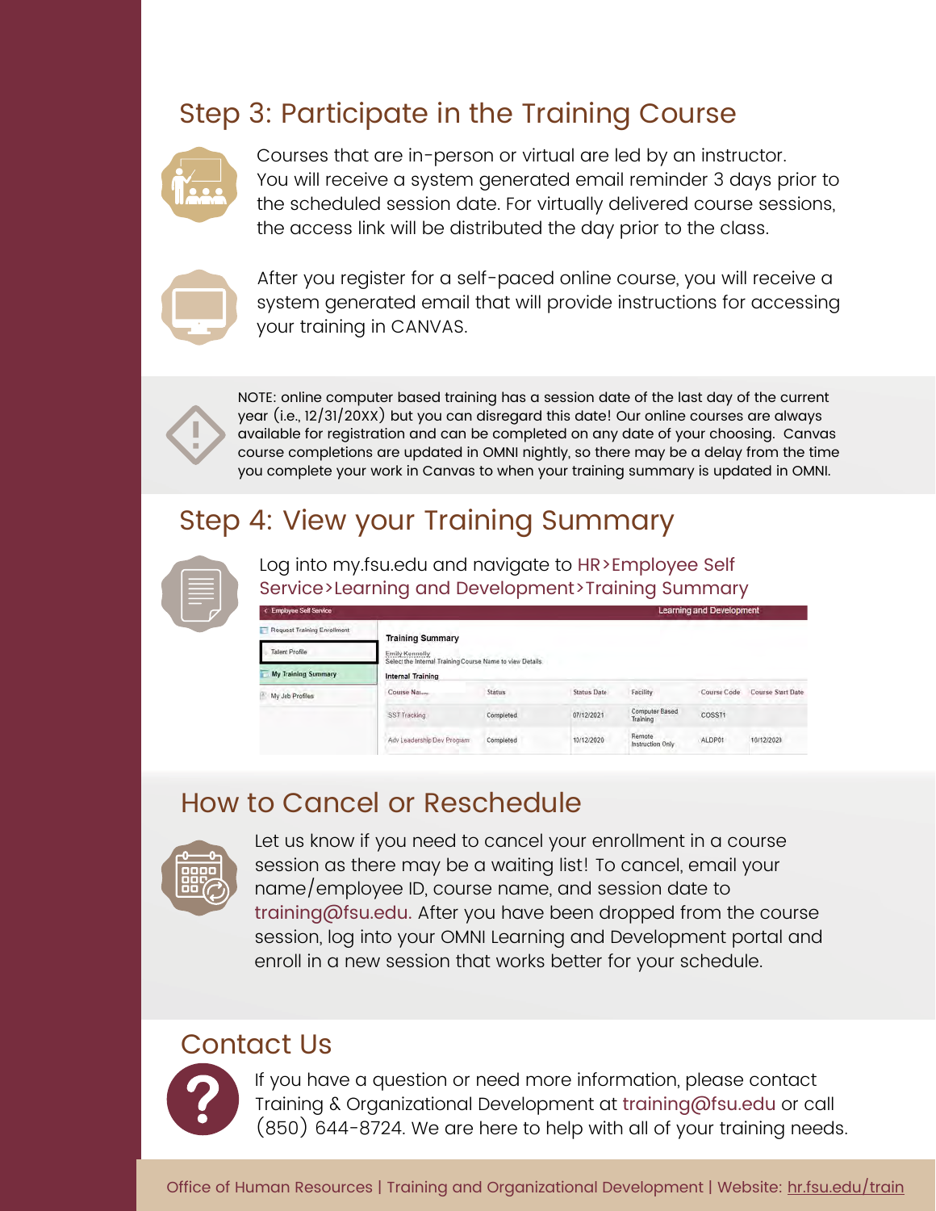## Step 3: Participate in the Training Course

Courses that are in-person or virtual are led by an instructor. You will receive a system generated email reminder 3 days prior to the scheduled session date. For virtually delivered course sessions, the access link will be distributed the day prior to the class.

After you register for a self-paced online course, you will receive a system generated email that will provide instructions for accessing your training in CANVAS.

NOTE: online computer based training has a session date of the last day of the current year (i.e., 12/31/20XX) but you can disregard this date! Our online courses are always available for registration and can be completed on any date of your choosing. Canvas course completions are updated in OMNI nightly, so there may be a delay from the time you complete your work in Canvas to when your training summary is updated in OMNI.

## Step 4: View your Training Summary

Log into my.fsu.edu and navigate to HR>Employee Self Service>Learning and Development>Training Summary

Employee Self Service | Learning and Development

- Request Training Enrollment
- Talent Profile
- My Training Summary
- My Job Profiles

**Training Summary**

Emily Kennelly
Select the Internal Training Course Name to view Details.

**Internal Training**

| Course Name | Status | Status Date | Facility | Course Code | Course Start Date |
|---|---|---|---|---|---|
| SST Tracking | Completed | 07/12/2021 | Computer Based Training | COSS11 | |
| Adv Leadership Dev Program | Completed | 10/12/2020 | Remote Instruction Only | ALDP01 | 10/12/2020 |

## How to Cancel or Reschedule

Let us know if you need to cancel your enrollment in a course session as there may be a waiting list! To cancel, email your name/employee ID, course name, and session date to training@fsu.edu. After you have been dropped from the course session, log into your OMNI Learning and Development portal and enroll in a new session that works better for your schedule.

## Contact Us

If you have a question or need more information, please contact Training & Organizational Development at training@fsu.edu or call (850) 644-8724. We are here to help with all of your training needs.

Office of Human Resources | Training and Organizational Development | Website: hr.fsu.edu/train